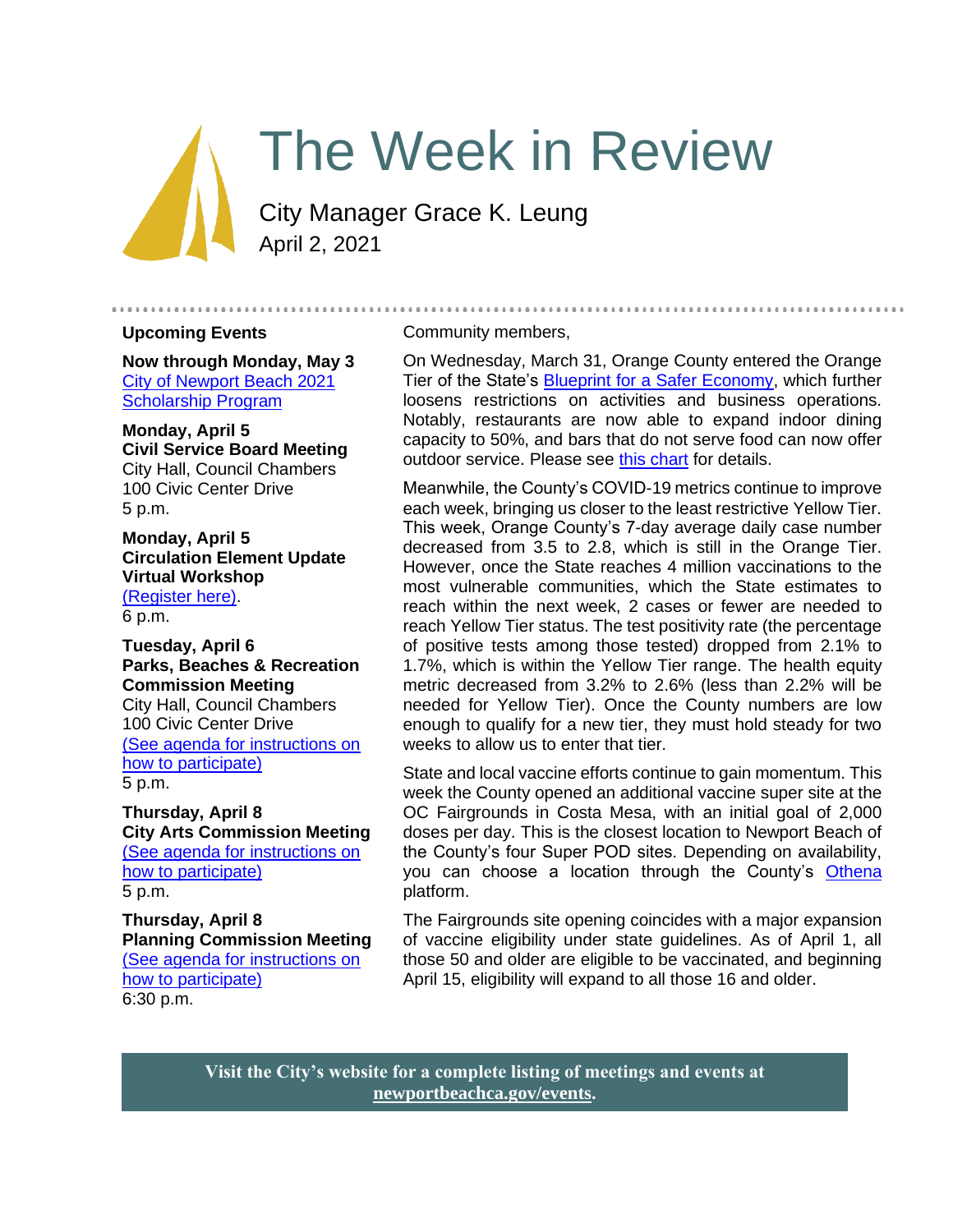# The Week in Review

City Manager Grace K. Leung
April 2, 2021

## Upcoming Events

**Now through Monday, May 3**
City of Newport Beach 2021 Scholarship Program

**Monday, April 5**
**Civil Service Board Meeting**
City Hall, Council Chambers
100 Civic Center Drive
5 p.m.

**Monday, April 5**
**Circulation Element Update Virtual Workshop**
(Register here).
6 p.m.

**Tuesday, April 6**
**Parks, Beaches & Recreation Commission Meeting**
City Hall, Council Chambers
100 Civic Center Drive
(See agenda for instructions on how to participate)
5 p.m.

**Thursday, April 8**
**City Arts Commission Meeting**
(See agenda for instructions on how to participate)
5 p.m.

**Thursday, April 8**
**Planning Commission Meeting**
(See agenda for instructions on how to participate)
6:30 p.m.

Community members,

On Wednesday, March 31, Orange County entered the Orange Tier of the State's Blueprint for a Safer Economy, which further loosens restrictions on activities and business operations. Notably, restaurants are now able to expand indoor dining capacity to 50%, and bars that do not serve food can now offer outdoor service. Please see this chart for details.

Meanwhile, the County's COVID-19 metrics continue to improve each week, bringing us closer to the least restrictive Yellow Tier. This week, Orange County's 7-day average daily case number decreased from 3.5 to 2.8, which is still in the Orange Tier. However, once the State reaches 4 million vaccinations to the most vulnerable communities, which the State estimates to reach within the next week, 2 cases or fewer are needed to reach Yellow Tier status. The test positivity rate (the percentage of positive tests among those tested) dropped from 2.1% to 1.7%, which is within the Yellow Tier range. The health equity metric decreased from 3.2% to 2.6% (less than 2.2% will be needed for Yellow Tier). Once the County numbers are low enough to qualify for a new tier, they must hold steady for two weeks to allow us to enter that tier.

State and local vaccine efforts continue to gain momentum. This week the County opened an additional vaccine super site at the OC Fairgrounds in Costa Mesa, with an initial goal of 2,000 doses per day. This is the closest location to Newport Beach of the County's four Super POD sites. Depending on availability, you can choose a location through the County's Othena platform.

The Fairgrounds site opening coincides with a major expansion of vaccine eligibility under state guidelines. As of April 1, all those 50 and older are eligible to be vaccinated, and beginning April 15, eligibility will expand to all those 16 and older.

**Visit the City's website for a complete listing of meetings and events at newportbeachca.gov/events.**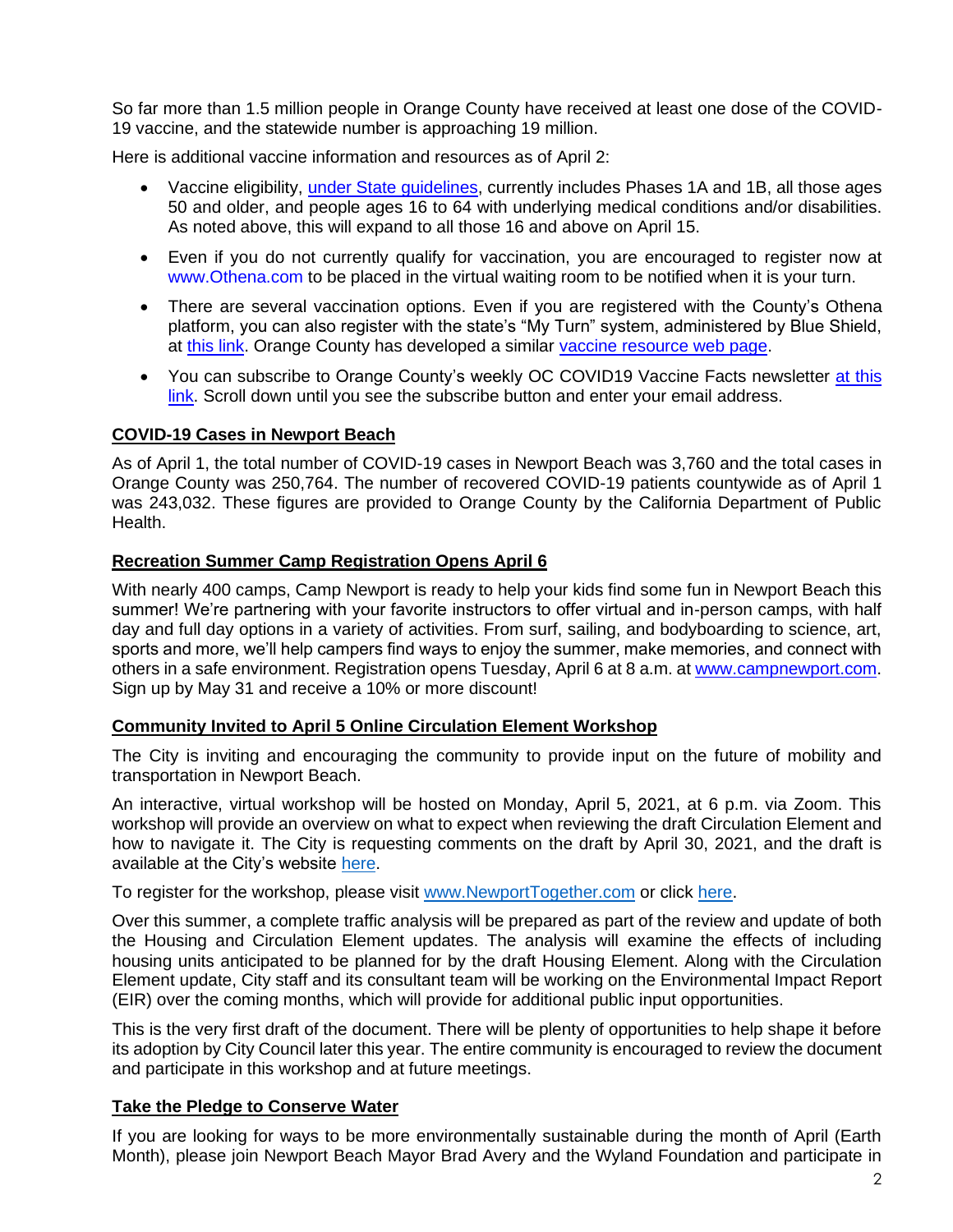So far more than 1.5 million people in Orange County have received at least one dose of the COVID-19 vaccine, and the statewide number is approaching 19 million.

Here is additional vaccine information and resources as of April 2:

- Vaccine eligibility, under State guidelines, currently includes Phases 1A and 1B, all those ages 50 and older, and people ages 16 to 64 with underlying medical conditions and/or disabilities. As noted above, this will expand to all those 16 and above on April 15.
- Even if you do not currently qualify for vaccination, you are encouraged to register now at www.Othena.com to be placed in the virtual waiting room to be notified when it is your turn.
- There are several vaccination options. Even if you are registered with the County's Othena platform, you can also register with the state's "My Turn" system, administered by Blue Shield, at this link. Orange County has developed a similar vaccine resource web page.
- You can subscribe to Orange County's weekly OC COVID19 Vaccine Facts newsletter at this link. Scroll down until you see the subscribe button and enter your email address.

## COVID-19 Cases in Newport Beach

As of April 1, the total number of COVID-19 cases in Newport Beach was 3,760 and the total cases in Orange County was 250,764. The number of recovered COVID-19 patients countywide as of April 1 was 243,032. These figures are provided to Orange County by the California Department of Public Health.

## Recreation Summer Camp Registration Opens April 6

With nearly 400 camps, Camp Newport is ready to help your kids find some fun in Newport Beach this summer! We're partnering with your favorite instructors to offer virtual and in-person camps, with half day and full day options in a variety of activities. From surf, sailing, and bodyboarding to science, art, sports and more, we'll help campers find ways to enjoy the summer, make memories, and connect with others in a safe environment. Registration opens Tuesday, April 6 at 8 a.m. at www.campnewport.com. Sign up by May 31 and receive a 10% or more discount!

## Community Invited to April 5 Online Circulation Element Workshop

The City is inviting and encouraging the community to provide input on the future of mobility and transportation in Newport Beach.

An interactive, virtual workshop will be hosted on Monday, April 5, 2021, at 6 p.m. via Zoom. This workshop will provide an overview on what to expect when reviewing the draft Circulation Element and how to navigate it. The City is requesting comments on the draft by April 30, 2021, and the draft is available at the City's website here.

To register for the workshop, please visit www.NewportTogether.com or click here.

Over this summer, a complete traffic analysis will be prepared as part of the review and update of both the Housing and Circulation Element updates. The analysis will examine the effects of including housing units anticipated to be planned for by the draft Housing Element. Along with the Circulation Element update, City staff and its consultant team will be working on the Environmental Impact Report (EIR) over the coming months, which will provide for additional public input opportunities.

This is the very first draft of the document. There will be plenty of opportunities to help shape it before its adoption by City Council later this year. The entire community is encouraged to review the document and participate in this workshop and at future meetings.

## Take the Pledge to Conserve Water

If you are looking for ways to be more environmentally sustainable during the month of April (Earth Month), please join Newport Beach Mayor Brad Avery and the Wyland Foundation and participate in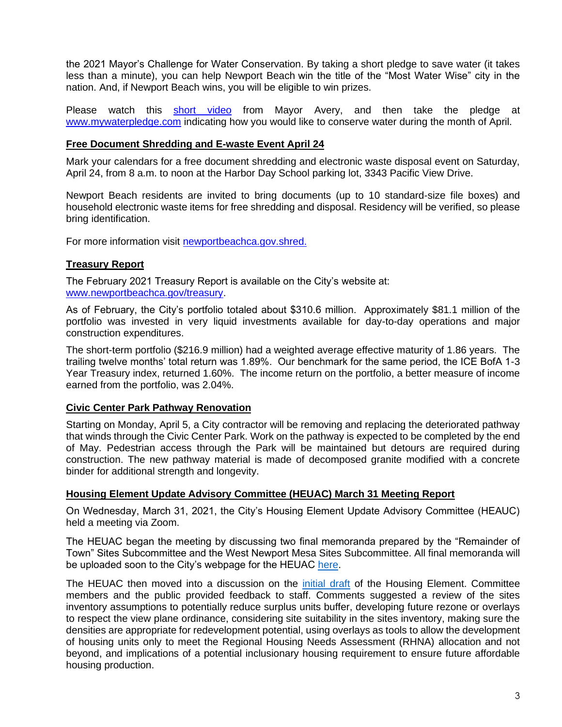the 2021 Mayor's Challenge for Water Conservation. By taking a short pledge to save water (it takes less than a minute), you can help Newport Beach win the title of the "Most Water Wise" city in the nation. And, if Newport Beach wins, you will be eligible to win prizes.

Please watch this [short video](short video) from Mayor Avery, and then take the pledge at [www.mywaterpledge.com](www.mywaterpledge.com) indicating how you would like to conserve water during the month of April.

## Free Document Shredding and E-waste Event April 24

Mark your calendars for a free document shredding and electronic waste disposal event on Saturday, April 24, from 8 a.m. to noon at the Harbor Day School parking lot, 3343 Pacific View Drive.

Newport Beach residents are invited to bring documents (up to 10 standard-size file boxes) and household electronic waste items for free shredding and disposal. Residency will be verified, so please bring identification.

For more information visit [newportbeachca.gov.shred.](newportbeachca.gov.shred)

## Treasury Report

The February 2021 Treasury Report is available on the City's website at: [www.newportbeachca.gov/treasury](www.newportbeachca.gov/treasury).

As of February, the City's portfolio totaled about $310.6 million. Approximately $81.1 million of the portfolio was invested in very liquid investments available for day-to-day operations and major construction expenditures.

The short-term portfolio ($216.9 million) had a weighted average effective maturity of 1.86 years. The trailing twelve months' total return was 1.89%. Our benchmark for the same period, the ICE BofA 1-3 Year Treasury index, returned 1.60%. The income return on the portfolio, a better measure of income earned from the portfolio, was 2.04%.

## Civic Center Park Pathway Renovation

Starting on Monday, April 5, a City contractor will be removing and replacing the deteriorated pathway that winds through the Civic Center Park. Work on the pathway is expected to be completed by the end of May. Pedestrian access through the Park will be maintained but detours are required during construction. The new pathway material is made of decomposed granite modified with a concrete binder for additional strength and longevity.

## Housing Element Update Advisory Committee (HEUAC) March 31 Meeting Report

On Wednesday, March 31, 2021, the City's Housing Element Update Advisory Committee (HEAUC) held a meeting via Zoom.

The HEUAC began the meeting by discussing two final memoranda prepared by the "Remainder of Town" Sites Subcommittee and the West Newport Mesa Sites Subcommittee. All final memoranda will be uploaded soon to the City's webpage for the HEUAC [here](here).

The HEUAC then moved into a discussion on the [initial draft](initial draft) of the Housing Element. Committee members and the public provided feedback to staff. Comments suggested a review of the sites inventory assumptions to potentially reduce surplus units buffer, developing future rezone or overlays to respect the view plane ordinance, considering site suitability in the sites inventory, making sure the densities are appropriate for redevelopment potential, using overlays as tools to allow the development of housing units only to meet the Regional Housing Needs Assessment (RHNA) allocation and not beyond, and implications of a potential inclusionary housing requirement to ensure future affordable housing production.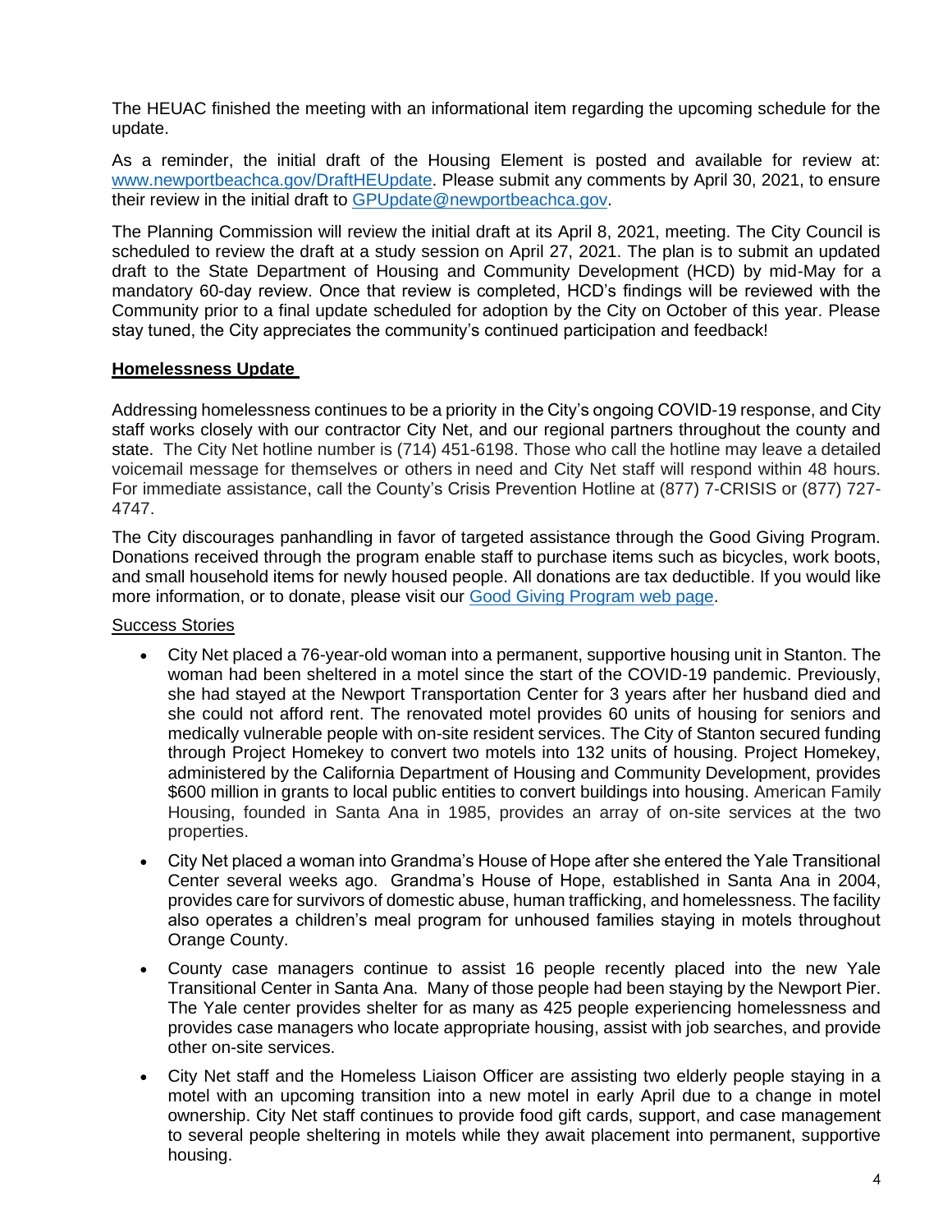The HEUAC finished the meeting with an informational item regarding the upcoming schedule for the update.

As a reminder, the initial draft of the Housing Element is posted and available for review at: [www.newportbeachca.gov/DraftHEUpdate](www.newportbeachca.gov/DraftHEUpdate). Please submit any comments by April 30, 2021, to ensure their review in the initial draft to [GPUpdate@newportbeachca.gov](mailto:GPUpdate@newportbeachca.gov).

The Planning Commission will review the initial draft at its April 8, 2021, meeting. The City Council is scheduled to review the draft at a study session on April 27, 2021. The plan is to submit an updated draft to the State Department of Housing and Community Development (HCD) by mid-May for a mandatory 60-day review. Once that review is completed, HCD's findings will be reviewed with the Community prior to a final update scheduled for adoption by the City on October of this year. Please stay tuned, the City appreciates the community's continued participation and feedback!

## Homelessness Update

Addressing homelessness continues to be a priority in the City's ongoing COVID-19 response, and City staff works closely with our contractor City Net, and our regional partners throughout the county and state. The City Net hotline number is (714) 451-6198. Those who call the hotline may leave a detailed voicemail message for themselves or others in need and City Net staff will respond within 48 hours. For immediate assistance, call the County's Crisis Prevention Hotline at (877) 7-CRISIS or (877) 727-4747.

The City discourages panhandling in favor of targeted assistance through the Good Giving Program. Donations received through the program enable staff to purchase items such as bicycles, work boots, and small household items for newly housed people. All donations are tax deductible. If you would like more information, or to donate, please visit our [Good Giving Program web page](#).

### Success Stories

- City Net placed a 76-year-old woman into a permanent, supportive housing unit in Stanton. The woman had been sheltered in a motel since the start of the COVID-19 pandemic. Previously, she had stayed at the Newport Transportation Center for 3 years after her husband died and she could not afford rent. The renovated motel provides 60 units of housing for seniors and medically vulnerable people with on-site resident services. The City of Stanton secured funding through Project Homekey to convert two motels into 132 units of housing. Project Homekey, administered by the California Department of Housing and Community Development, provides $600 million in grants to local public entities to convert buildings into housing. American Family Housing, founded in Santa Ana in 1985, provides an array of on-site services at the two properties.
- City Net placed a woman into Grandma's House of Hope after she entered the Yale Transitional Center several weeks ago. Grandma's House of Hope, established in Santa Ana in 2004, provides care for survivors of domestic abuse, human trafficking, and homelessness. The facility also operates a children's meal program for unhoused families staying in motels throughout Orange County.
- County case managers continue to assist 16 people recently placed into the new Yale Transitional Center in Santa Ana. Many of those people had been staying by the Newport Pier. The Yale center provides shelter for as many as 425 people experiencing homelessness and provides case managers who locate appropriate housing, assist with job searches, and provide other on-site services.
- City Net staff and the Homeless Liaison Officer are assisting two elderly people staying in a motel with an upcoming transition into a new motel in early April due to a change in motel ownership. City Net staff continues to provide food gift cards, support, and case management to several people sheltering in motels while they await placement into permanent, supportive housing.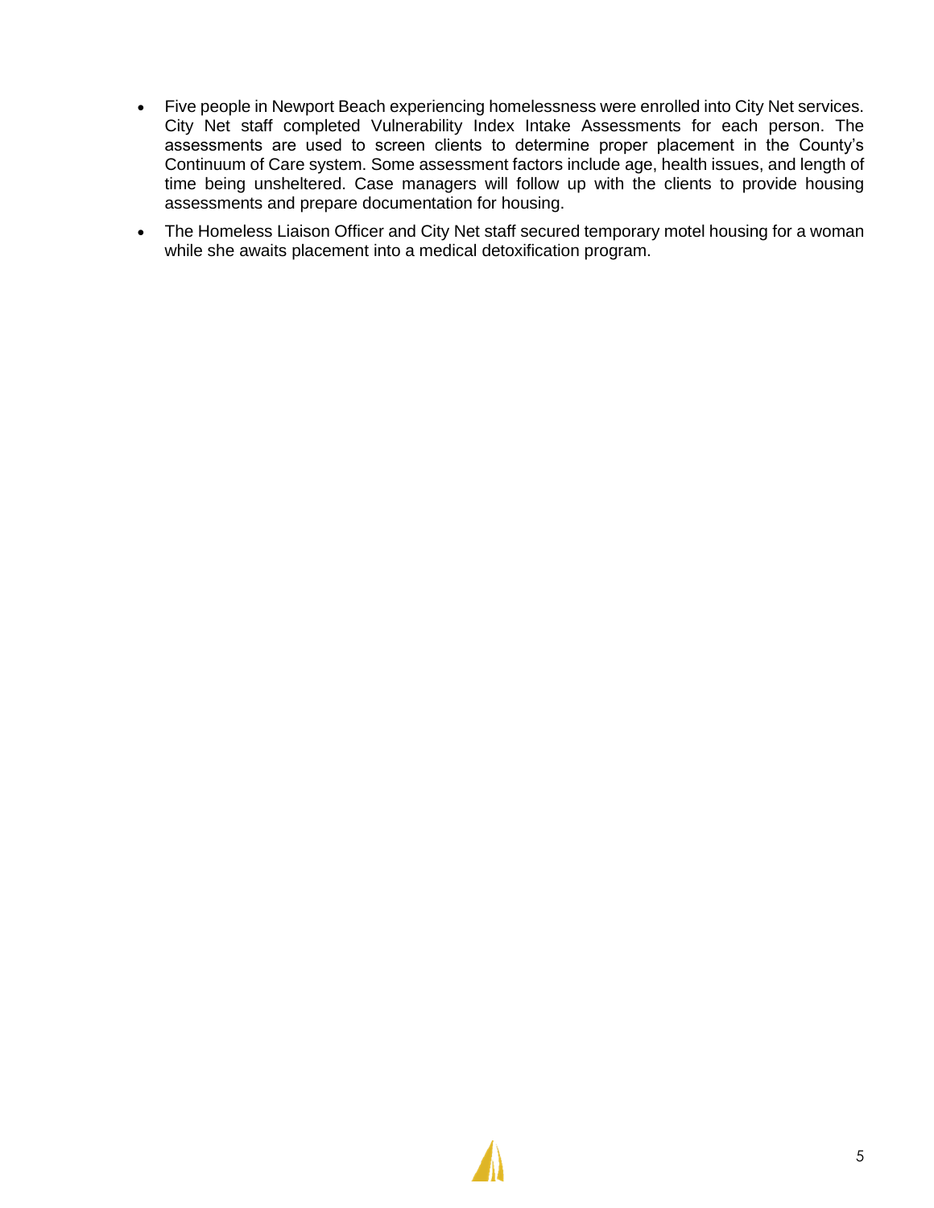- Five people in Newport Beach experiencing homelessness were enrolled into City Net services. City Net staff completed Vulnerability Index Intake Assessments for each person. The assessments are used to screen clients to determine proper placement in the County's Continuum of Care system. Some assessment factors include age, health issues, and length of time being unsheltered. Case managers will follow up with the clients to provide housing assessments and prepare documentation for housing.
- The Homeless Liaison Officer and City Net staff secured temporary motel housing for a woman while she awaits placement into a medical detoxification program.